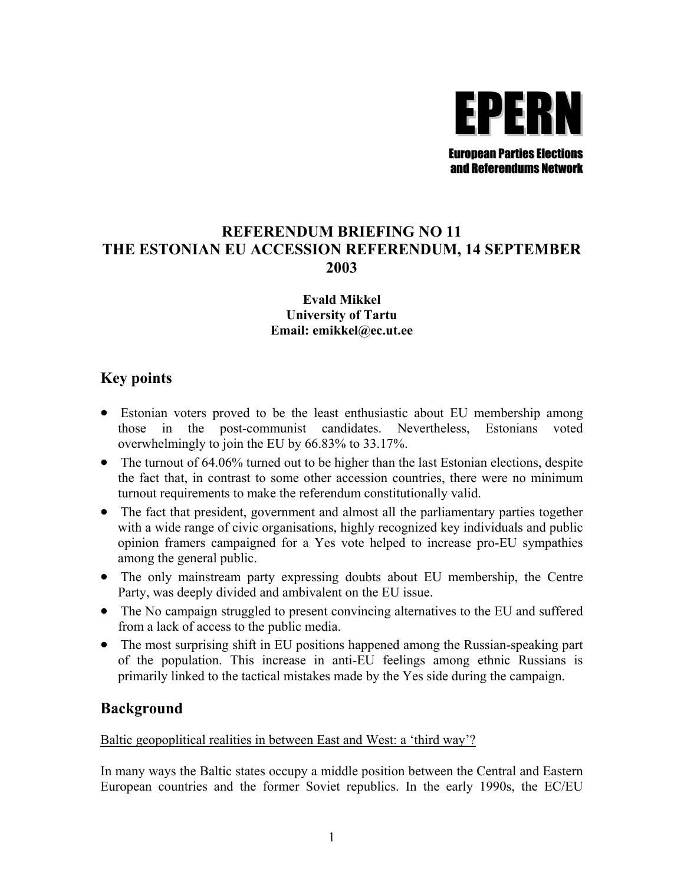**EPERN**

**European Parties Elections and Referendums Network**

# REFERENDUM BRIEFING NO 11
# THE ESTONIAN EU ACCESSION REFERENDUM, 14 SEPTEMBER 2003

**Evald Mikkel**
**University of Tartu**
**Email: emikkel@ec.ut.ee**

## Key points

- Estonian voters proved to be the least enthusiastic about EU membership among those in the post-communist candidates. Nevertheless, Estonians voted overwhelmingly to join the EU by 66.83% to 33.17%.
- The turnout of 64.06% turned out to be higher than the last Estonian elections, despite the fact that, in contrast to some other accession countries, there were no minimum turnout requirements to make the referendum constitutionally valid.
- The fact that president, government and almost all the parliamentary parties together with a wide range of civic organisations, highly recognized key individuals and public opinion framers campaigned for a Yes vote helped to increase pro-EU sympathies among the general public.
- The only mainstream party expressing doubts about EU membership, the Centre Party, was deeply divided and ambivalent on the EU issue.
- The No campaign struggled to present convincing alternatives to the EU and suffered from a lack of access to the public media.
- The most surprising shift in EU positions happened among the Russian-speaking part of the population. This increase in anti-EU feelings among ethnic Russians is primarily linked to the tactical mistakes made by the Yes side during the campaign.

## Background

Baltic geopoplitical realities in between East and West: a 'third way'?

In many ways the Baltic states occupy a middle position between the Central and Eastern European countries and the former Soviet republics. In the early 1990s, the EC/EU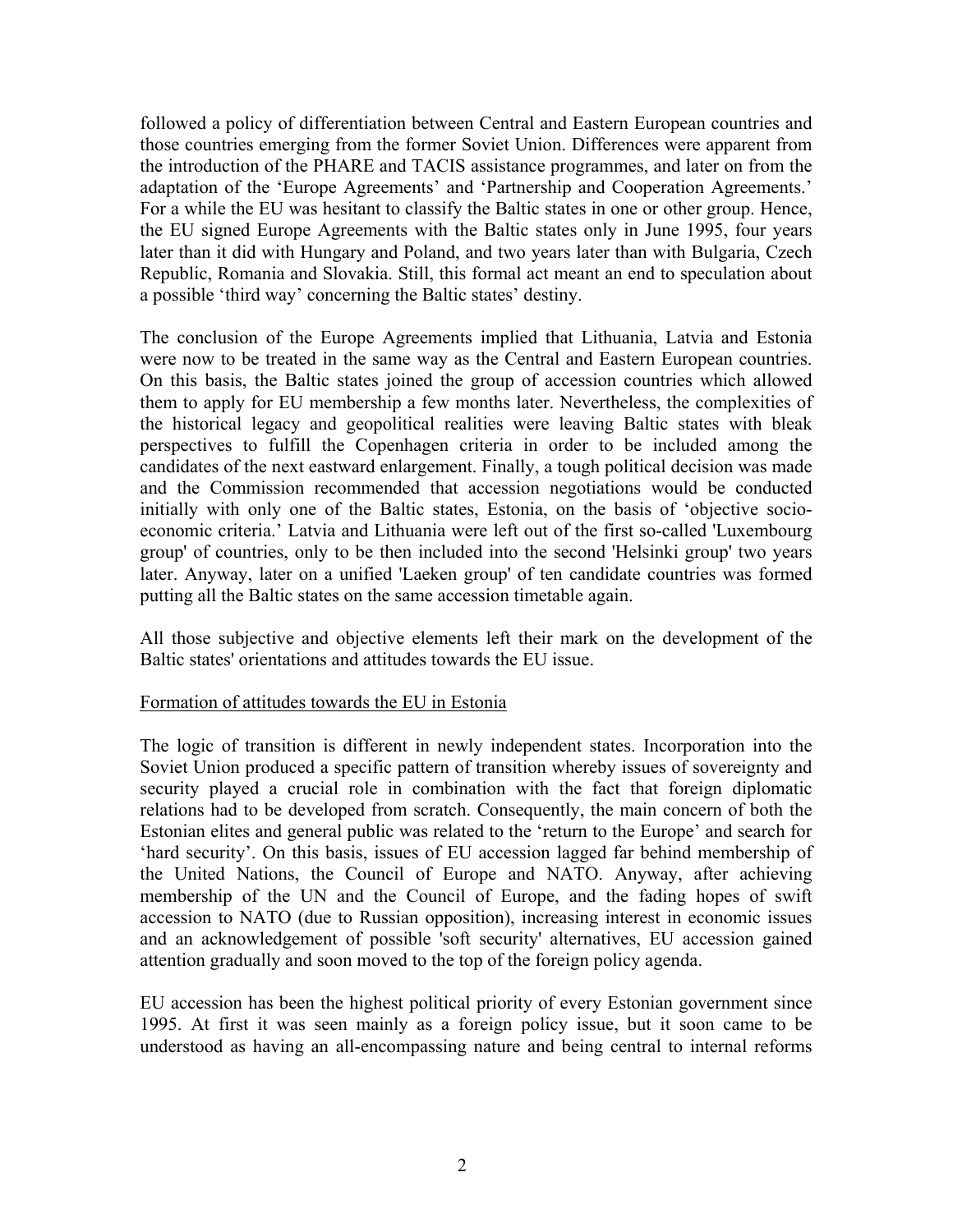followed a policy of differentiation between Central and Eastern European countries and those countries emerging from the former Soviet Union. Differences were apparent from the introduction of the PHARE and TACIS assistance programmes, and later on from the adaptation of the 'Europe Agreements' and 'Partnership and Cooperation Agreements.' For a while the EU was hesitant to classify the Baltic states in one or other group. Hence, the EU signed Europe Agreements with the Baltic states only in June 1995, four years later than it did with Hungary and Poland, and two years later than with Bulgaria, Czech Republic, Romania and Slovakia. Still, this formal act meant an end to speculation about a possible 'third way' concerning the Baltic states' destiny.

The conclusion of the Europe Agreements implied that Lithuania, Latvia and Estonia were now to be treated in the same way as the Central and Eastern European countries. On this basis, the Baltic states joined the group of accession countries which allowed them to apply for EU membership a few months later. Nevertheless, the complexities of the historical legacy and geopolitical realities were leaving Baltic states with bleak perspectives to fulfill the Copenhagen criteria in order to be included among the candidates of the next eastward enlargement. Finally, a tough political decision was made and the Commission recommended that accession negotiations would be conducted initially with only one of the Baltic states, Estonia, on the basis of 'objective socio-economic criteria.' Latvia and Lithuania were left out of the first so-called 'Luxembourg group' of countries, only to be then included into the second 'Helsinki group' two years later. Anyway, later on a unified 'Laeken group' of ten candidate countries was formed putting all the Baltic states on the same accession timetable again.

All those subjective and objective elements left their mark on the development of the Baltic states' orientations and attitudes towards the EU issue.

## Formation of attitudes towards the EU in Estonia

The logic of transition is different in newly independent states. Incorporation into the Soviet Union produced a specific pattern of transition whereby issues of sovereignty and security played a crucial role in combination with the fact that foreign diplomatic relations had to be developed from scratch. Consequently, the main concern of both the Estonian elites and general public was related to the 'return to the Europe' and search for 'hard security'. On this basis, issues of EU accession lagged far behind membership of the United Nations, the Council of Europe and NATO. Anyway, after achieving membership of the UN and the Council of Europe, and the fading hopes of swift accession to NATO (due to Russian opposition), increasing interest in economic issues and an acknowledgement of possible 'soft security' alternatives, EU accession gained attention gradually and soon moved to the top of the foreign policy agenda.

EU accession has been the highest political priority of every Estonian government since 1995. At first it was seen mainly as a foreign policy issue, but it soon came to be understood as having an all-encompassing nature and being central to internal reforms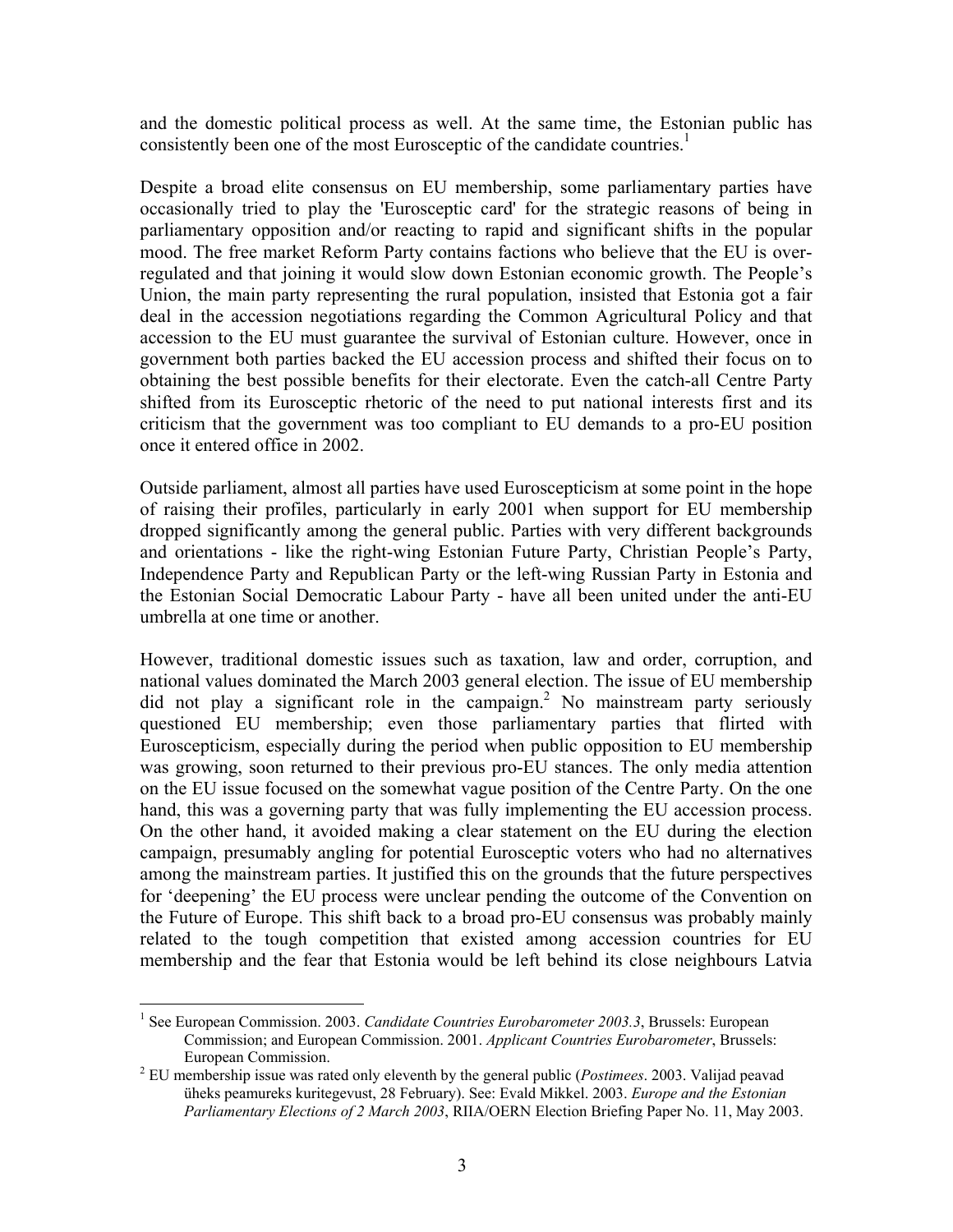and the domestic political process as well. At the same time, the Estonian public has consistently been one of the most Eurosceptic of the candidate countries.[1]

Despite a broad elite consensus on EU membership, some parliamentary parties have occasionally tried to play the 'Eurosceptic card' for the strategic reasons of being in parliamentary opposition and/or reacting to rapid and significant shifts in the popular mood. The free market Reform Party contains factions who believe that the EU is over-regulated and that joining it would slow down Estonian economic growth. The People's Union, the main party representing the rural population, insisted that Estonia got a fair deal in the accession negotiations regarding the Common Agricultural Policy and that accession to the EU must guarantee the survival of Estonian culture. However, once in government both parties backed the EU accession process and shifted their focus on to obtaining the best possible benefits for their electorate. Even the catch-all Centre Party shifted from its Eurosceptic rhetoric of the need to put national interests first and its criticism that the government was too compliant to EU demands to a pro-EU position once it entered office in 2002.

Outside parliament, almost all parties have used Euroscepticism at some point in the hope of raising their profiles, particularly in early 2001 when support for EU membership dropped significantly among the general public. Parties with very different backgrounds and orientations - like the right-wing Estonian Future Party, Christian People's Party, Independence Party and Republican Party or the left-wing Russian Party in Estonia and the Estonian Social Democratic Labour Party - have all been united under the anti-EU umbrella at one time or another.

However, traditional domestic issues such as taxation, law and order, corruption, and national values dominated the March 2003 general election. The issue of EU membership did not play a significant role in the campaign.[2] No mainstream party seriously questioned EU membership; even those parliamentary parties that flirted with Euroscepticism, especially during the period when public opposition to EU membership was growing, soon returned to their previous pro-EU stances. The only media attention on the EU issue focused on the somewhat vague position of the Centre Party. On the one hand, this was a governing party that was fully implementing the EU accession process. On the other hand, it avoided making a clear statement on the EU during the election campaign, presumably angling for potential Eurosceptic voters who had no alternatives among the mainstream parties. It justified this on the grounds that the future perspectives for 'deepening' the EU process were unclear pending the outcome of the Convention on the Future of Europe. This shift back to a broad pro-EU consensus was probably mainly related to the tough competition that existed among accession countries for EU membership and the fear that Estonia would be left behind its close neighbours Latvia

---

[1] See European Commission. 2003. *Candidate Countries Eurobarometer 2003.3*, Brussels: European Commission; and European Commission. 2001. *Applicant Countries Eurobarometer*, Brussels: European Commission.

[2] EU membership issue was rated only eleventh by the general public (*Postimees*. 2003. Valijad peavad üheks peamureks kuritegevust, 28 February). See: Evald Mikkel. 2003. *Europe and the Estonian Parliamentary Elections of 2 March 2003*, RIIA/OERN Election Briefing Paper No. 11, May 2003.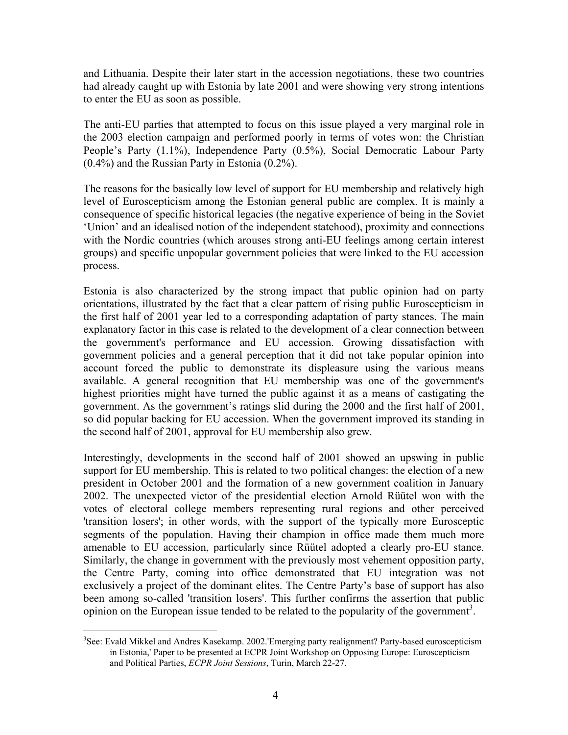and Lithuania. Despite their later start in the accession negotiations, these two countries had already caught up with Estonia by late 2001 and were showing very strong intentions to enter the EU as soon as possible.

The anti-EU parties that attempted to focus on this issue played a very marginal role in the 2003 election campaign and performed poorly in terms of votes won: the Christian People's Party (1.1%), Independence Party (0.5%), Social Democratic Labour Party (0.4%) and the Russian Party in Estonia (0.2%).

The reasons for the basically low level of support for EU membership and relatively high level of Euroscepticism among the Estonian general public are complex. It is mainly a consequence of specific historical legacies (the negative experience of being in the Soviet 'Union' and an idealised notion of the independent statehood), proximity and connections with the Nordic countries (which arouses strong anti-EU feelings among certain interest groups) and specific unpopular government policies that were linked to the EU accession process.

Estonia is also characterized by the strong impact that public opinion had on party orientations, illustrated by the fact that a clear pattern of rising public Euroscepticism in the first half of 2001 year led to a corresponding adaptation of party stances. The main explanatory factor in this case is related to the development of a clear connection between the government's performance and EU accession. Growing dissatisfaction with government policies and a general perception that it did not take popular opinion into account forced the public to demonstrate its displeasure using the various means available. A general recognition that EU membership was one of the government's highest priorities might have turned the public against it as a means of castigating the government. As the government's ratings slid during the 2000 and the first half of 2001, so did popular backing for EU accession. When the government improved its standing in the second half of 2001, approval for EU membership also grew.

Interestingly, developments in the second half of 2001 showed an upswing in public support for EU membership. This is related to two political changes: the election of a new president in October 2001 and the formation of a new government coalition in January 2002. The unexpected victor of the presidential election Arnold Rüütel won with the votes of electoral college members representing rural regions and other perceived 'transition losers'; in other words, with the support of the typically more Eurosceptic segments of the population. Having their champion in office made them much more amenable to EU accession, particularly since Rüütel adopted a clearly pro-EU stance. Similarly, the change in government with the previously most vehement opposition party, the Centre Party, coming into office demonstrated that EU integration was not exclusively a project of the dominant elites. The Centre Party's base of support has also been among so-called 'transition losers'. This further confirms the assertion that public opinion on the European issue tended to be related to the popularity of the government[3].

[3] See: Evald Mikkel and Andres Kasekamp. 2002.'Emerging party realignment? Party-based euroscepticism in Estonia,' Paper to be presented at ECPR Joint Workshop on Opposing Europe: Euroscepticism and Political Parties, *ECPR Joint Sessions*, Turin, March 22-27.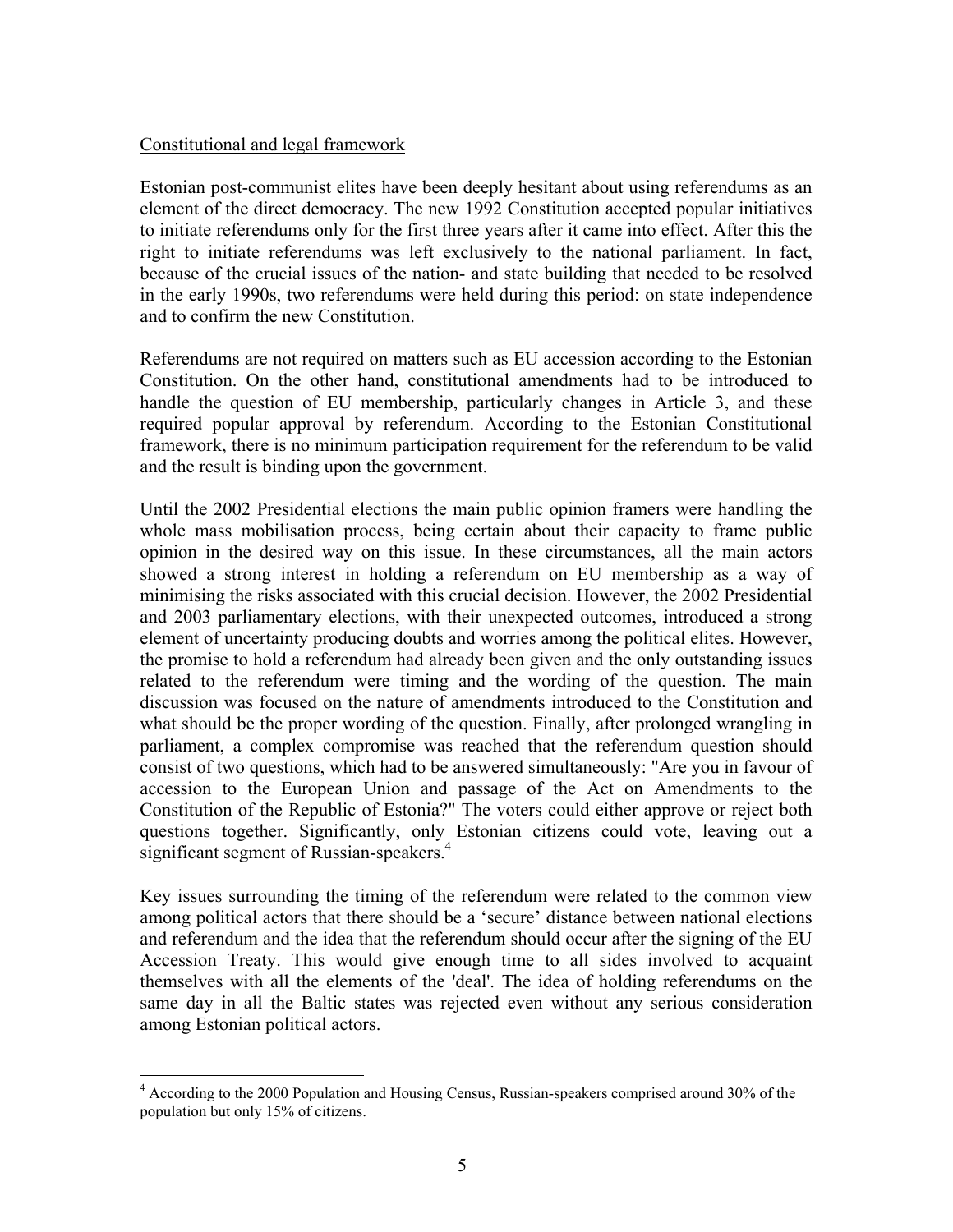Constitutional and legal framework

Estonian post-communist elites have been deeply hesitant about using referendums as an element of the direct democracy. The new 1992 Constitution accepted popular initiatives to initiate referendums only for the first three years after it came into effect. After this the right to initiate referendums was left exclusively to the national parliament. In fact, because of the crucial issues of the nation- and state building that needed to be resolved in the early 1990s, two referendums were held during this period: on state independence and to confirm the new Constitution.

Referendums are not required on matters such as EU accession according to the Estonian Constitution. On the other hand, constitutional amendments had to be introduced to handle the question of EU membership, particularly changes in Article 3, and these required popular approval by referendum. According to the Estonian Constitutional framework, there is no minimum participation requirement for the referendum to be valid and the result is binding upon the government.

Until the 2002 Presidential elections the main public opinion framers were handling the whole mass mobilisation process, being certain about their capacity to frame public opinion in the desired way on this issue. In these circumstances, all the main actors showed a strong interest in holding a referendum on EU membership as a way of minimising the risks associated with this crucial decision. However, the 2002 Presidential and 2003 parliamentary elections, with their unexpected outcomes, introduced a strong element of uncertainty producing doubts and worries among the political elites. However, the promise to hold a referendum had already been given and the only outstanding issues related to the referendum were timing and the wording of the question. The main discussion was focused on the nature of amendments introduced to the Constitution and what should be the proper wording of the question. Finally, after prolonged wrangling in parliament, a complex compromise was reached that the referendum question should consist of two questions, which had to be answered simultaneously: "Are you in favour of accession to the European Union and passage of the Act on Amendments to the Constitution of the Republic of Estonia?" The voters could either approve or reject both questions together. Significantly, only Estonian citizens could vote, leaving out a significant segment of Russian-speakers.[4]

Key issues surrounding the timing of the referendum were related to the common view among political actors that there should be a 'secure' distance between national elections and referendum and the idea that the referendum should occur after the signing of the EU Accession Treaty. This would give enough time to all sides involved to acquaint themselves with all the elements of the 'deal'. The idea of holding referendums on the same day in all the Baltic states was rejected even without any serious consideration among Estonian political actors.

[4] According to the 2000 Population and Housing Census, Russian-speakers comprised around 30% of the population but only 15% of citizens.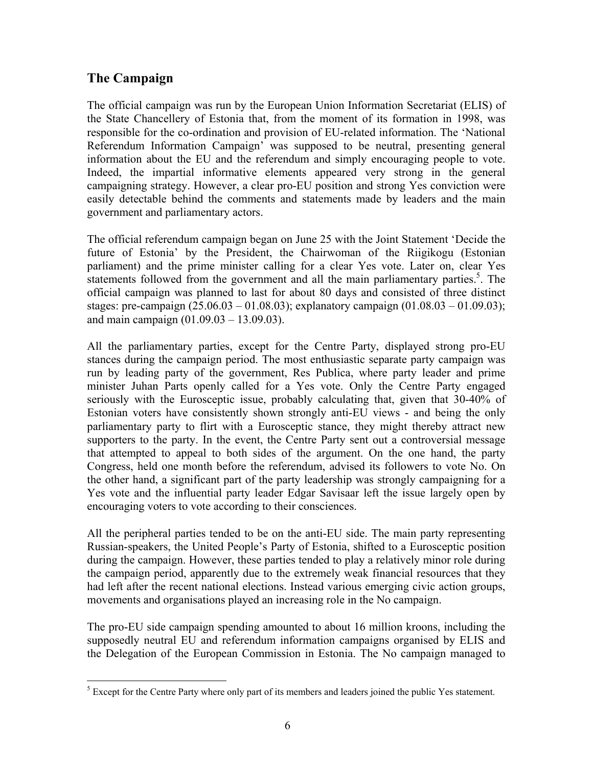## The Campaign

The official campaign was run by the European Union Information Secretariat (ELIS) of the State Chancellery of Estonia that, from the moment of its formation in 1998, was responsible for the co-ordination and provision of EU-related information. The 'National Referendum Information Campaign' was supposed to be neutral, presenting general information about the EU and the referendum and simply encouraging people to vote. Indeed, the impartial informative elements appeared very strong in the general campaigning strategy. However, a clear pro-EU position and strong Yes conviction were easily detectable behind the comments and statements made by leaders and the main government and parliamentary actors.

The official referendum campaign began on June 25 with the Joint Statement 'Decide the future of Estonia' by the President, the Chairwoman of the Riigikogu (Estonian parliament) and the prime minister calling for a clear Yes vote. Later on, clear Yes statements followed from the government and all the main parliamentary parties.[5]. The official campaign was planned to last for about 80 days and consisted of three distinct stages: pre-campaign (25.06.03 – 01.08.03); explanatory campaign (01.08.03 – 01.09.03); and main campaign (01.09.03 – 13.09.03).

All the parliamentary parties, except for the Centre Party, displayed strong pro-EU stances during the campaign period. The most enthusiastic separate party campaign was run by leading party of the government, Res Publica, where party leader and prime minister Juhan Parts openly called for a Yes vote. Only the Centre Party engaged seriously with the Eurosceptic issue, probably calculating that, given that 30-40% of Estonian voters have consistently shown strongly anti-EU views - and being the only parliamentary party to flirt with a Eurosceptic stance, they might thereby attract new supporters to the party. In the event, the Centre Party sent out a controversial message that attempted to appeal to both sides of the argument. On the one hand, the party Congress, held one month before the referendum, advised its followers to vote No. On the other hand, a significant part of the party leadership was strongly campaigning for a Yes vote and the influential party leader Edgar Savisaar left the issue largely open by encouraging voters to vote according to their consciences.

All the peripheral parties tended to be on the anti-EU side. The main party representing Russian-speakers, the United People's Party of Estonia, shifted to a Eurosceptic position during the campaign. However, these parties tended to play a relatively minor role during the campaign period, apparently due to the extremely weak financial resources that they had left after the recent national elections. Instead various emerging civic action groups, movements and organisations played an increasing role in the No campaign.

The pro-EU side campaign spending amounted to about 16 million kroons, including the supposedly neutral EU and referendum information campaigns organised by ELIS and the Delegation of the European Commission in Estonia. The No campaign managed to

[5] Except for the Centre Party where only part of its members and leaders joined the public Yes statement.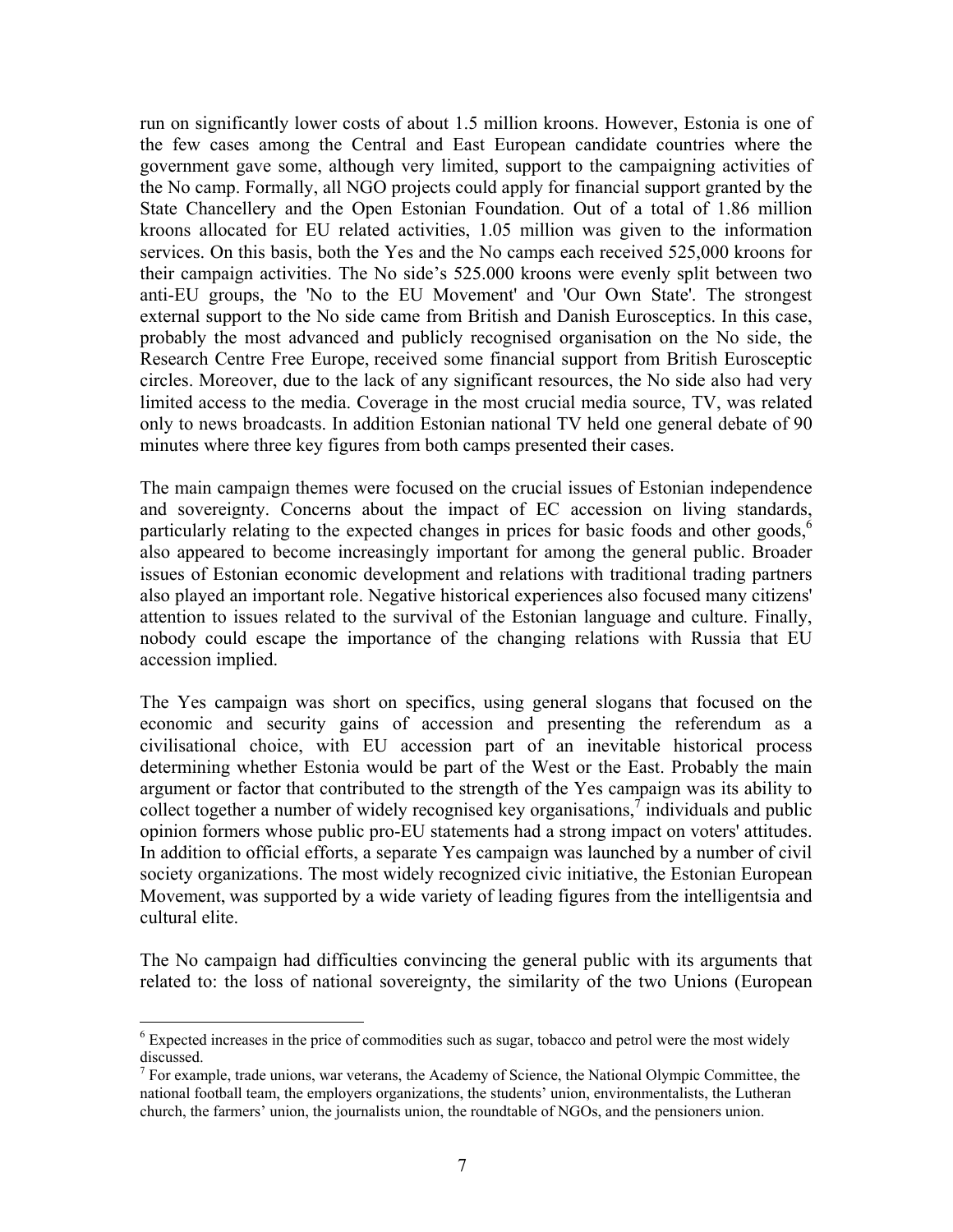run on significantly lower costs of about 1.5 million kroons. However, Estonia is one of the few cases among the Central and East European candidate countries where the government gave some, although very limited, support to the campaigning activities of the No camp. Formally, all NGO projects could apply for financial support granted by the State Chancellery and the Open Estonian Foundation. Out of a total of 1.86 million kroons allocated for EU related activities, 1.05 million was given to the information services. On this basis, both the Yes and the No camps each received 525,000 kroons for their campaign activities. The No side's 525.000 kroons were evenly split between two anti-EU groups, the 'No to the EU Movement' and 'Our Own State'. The strongest external support to the No side came from British and Danish Eurosceptics. In this case, probably the most advanced and publicly recognised organisation on the No side, the Research Centre Free Europe, received some financial support from British Eurosceptic circles. Moreover, due to the lack of any significant resources, the No side also had very limited access to the media. Coverage in the most crucial media source, TV, was related only to news broadcasts. In addition Estonian national TV held one general debate of 90 minutes where three key figures from both camps presented their cases.

The main campaign themes were focused on the crucial issues of Estonian independence and sovereignty. Concerns about the impact of EC accession on living standards, particularly relating to the expected changes in prices for basic foods and other goods,[6] also appeared to become increasingly important for among the general public. Broader issues of Estonian economic development and relations with traditional trading partners also played an important role. Negative historical experiences also focused many citizens' attention to issues related to the survival of the Estonian language and culture. Finally, nobody could escape the importance of the changing relations with Russia that EU accession implied.

The Yes campaign was short on specifics, using general slogans that focused on the economic and security gains of accession and presenting the referendum as a civilisational choice, with EU accession part of an inevitable historical process determining whether Estonia would be part of the West or the East. Probably the main argument or factor that contributed to the strength of the Yes campaign was its ability to collect together a number of widely recognised key organisations,[7] individuals and public opinion formers whose public pro-EU statements had a strong impact on voters' attitudes. In addition to official efforts, a separate Yes campaign was launched by a number of civil society organizations. The most widely recognized civic initiative, the Estonian European Movement, was supported by a wide variety of leading figures from the intelligentsia and cultural elite.

The No campaign had difficulties convincing the general public with its arguments that related to: the loss of national sovereignty, the similarity of the two Unions (European

---

[6] Expected increases in the price of commodities such as sugar, tobacco and petrol were the most widely discussed.

[7] For example, trade unions, war veterans, the Academy of Science, the National Olympic Committee, the national football team, the employers organizations, the students' union, environmentalists, the Lutheran church, the farmers' union, the journalists union, the roundtable of NGOs, and the pensioners union.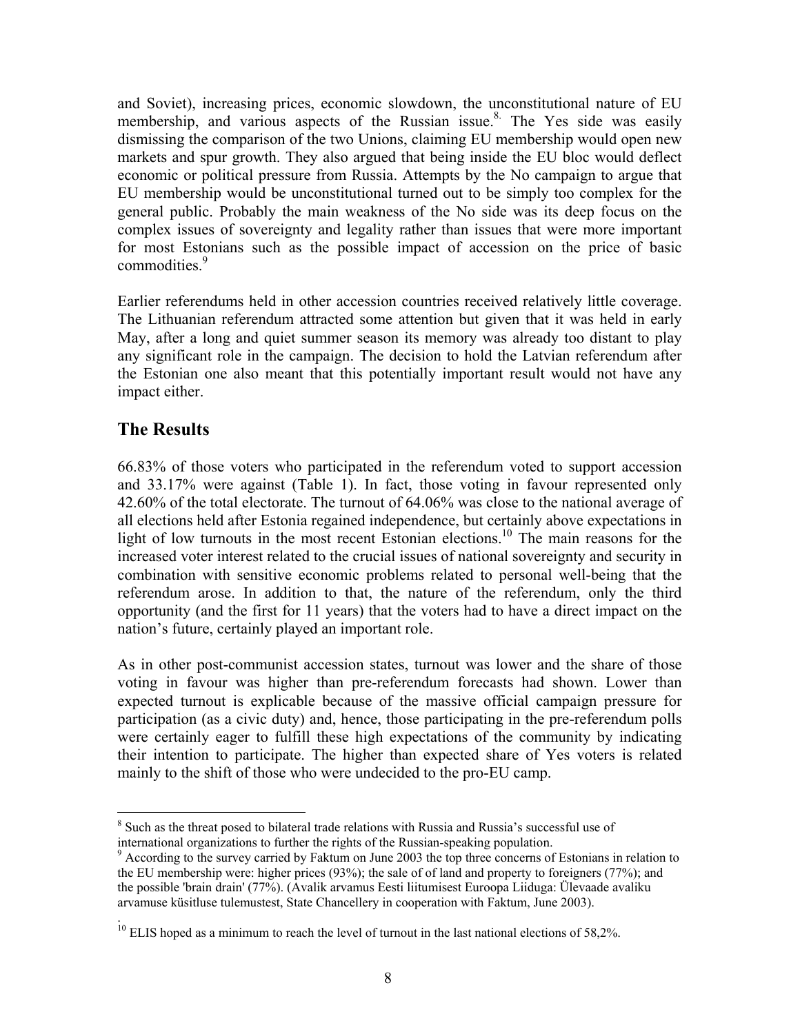and Soviet), increasing prices, economic slowdown, the unconstitutional nature of EU membership, and various aspects of the Russian issue.[8.] The Yes side was easily dismissing the comparison of the two Unions, claiming EU membership would open new markets and spur growth. They also argued that being inside the EU bloc would deflect economic or political pressure from Russia. Attempts by the No campaign to argue that EU membership would be unconstitutional turned out to be simply too complex for the general public. Probably the main weakness of the No side was its deep focus on the complex issues of sovereignty and legality rather than issues that were more important for most Estonians such as the possible impact of accession on the price of basic commodities.[9]

Earlier referendums held in other accession countries received relatively little coverage. The Lithuanian referendum attracted some attention but given that it was held in early May, after a long and quiet summer season its memory was already too distant to play any significant role in the campaign. The decision to hold the Latvian referendum after the Estonian one also meant that this potentially important result would not have any impact either.

## The Results

66.83% of those voters who participated in the referendum voted to support accession and 33.17% were against (Table 1). In fact, those voting in favour represented only 42.60% of the total electorate. The turnout of 64.06% was close to the national average of all elections held after Estonia regained independence, but certainly above expectations in light of low turnouts in the most recent Estonian elections.[10] The main reasons for the increased voter interest related to the crucial issues of national sovereignty and security in combination with sensitive economic problems related to personal well-being that the referendum arose. In addition to that, the nature of the referendum, only the third opportunity (and the first for 11 years) that the voters had to have a direct impact on the nation's future, certainly played an important role.

As in other post-communist accession states, turnout was lower and the share of those voting in favour was higher than pre-referendum forecasts had shown. Lower than expected turnout is explicable because of the massive official campaign pressure for participation (as a civic duty) and, hence, those participating in the pre-referendum polls were certainly eager to fulfill these high expectations of the community by indicating their intention to participate. The higher than expected share of Yes voters is related mainly to the shift of those who were undecided to the pro-EU camp.

---

[8] Such as the threat posed to bilateral trade relations with Russia and Russia's successful use of international organizations to further the rights of the Russian-speaking population.

[9] According to the survey carried by Faktum on June 2003 the top three concerns of Estonians in relation to the EU membership were: higher prices (93%); the sale of of land and property to foreigners (77%); and the possible 'brain drain' (77%). (Avalik arvamus Eesti liitumisest Euroopa Liiduga: Ülevaade avaliku arvamuse küsitluse tulemustest, State Chancellery in cooperation with Faktum, June 2003).

[10] ELIS hoped as a minimum to reach the level of turnout in the last national elections of 58,2%.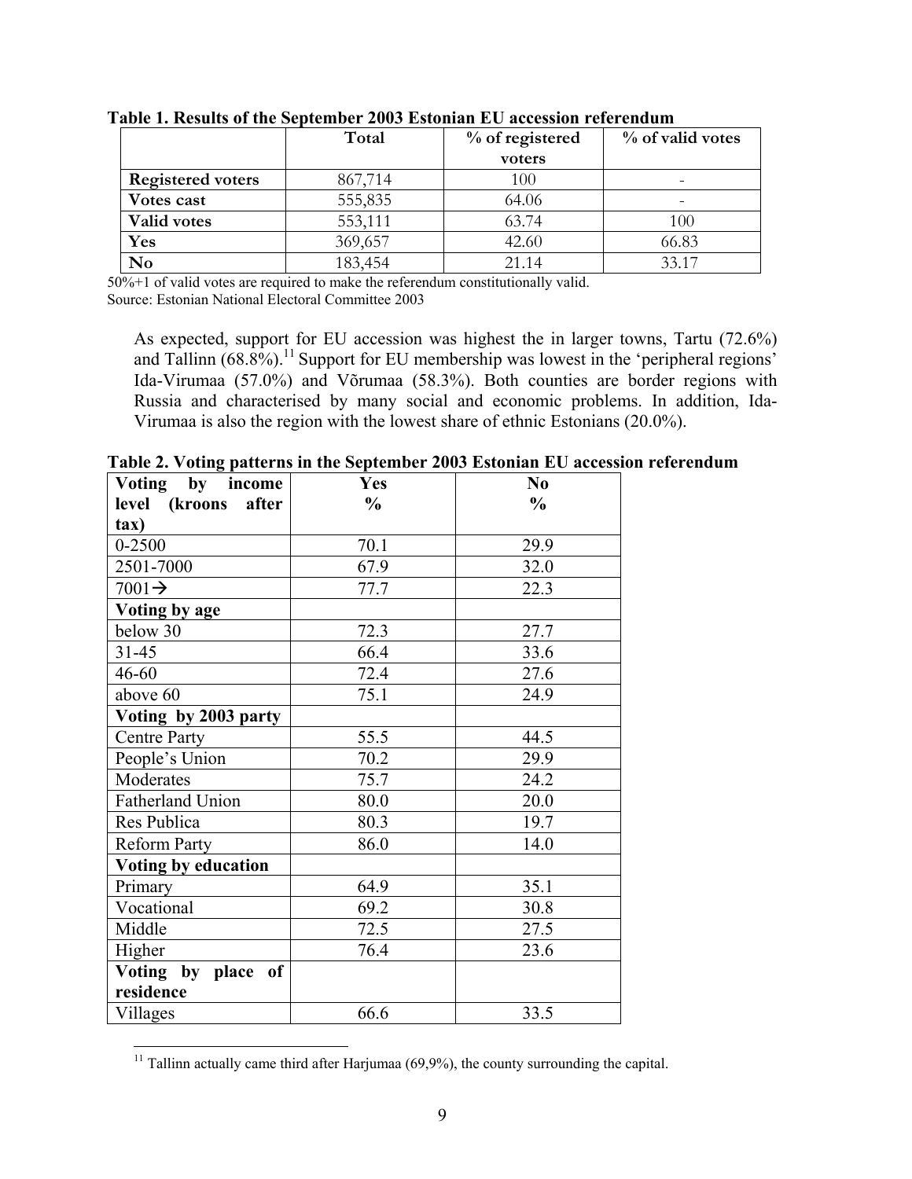**Table 1. Results of the September 2003 Estonian EU accession referendum**

| | Total | % of registered voters | % of valid votes |
|---|---|---|---|
| **Registered voters** | 867,714 | 100 | - |
| **Votes cast** | 555,835 | 64.06 | - |
| **Valid votes** | 553,111 | 63.74 | 100 |
| **Yes** | 369,657 | 42.60 | 66.83 |
| **No** | 183,454 | 21.14 | 33.17 |

50%+1 of valid votes are required to make the referendum constitutionally valid.
Source: Estonian National Electoral Committee 2003

As expected, support for EU accession was highest the in larger towns, Tartu (72.6%) and Tallinn (68.8%).[11] Support for EU membership was lowest in the 'peripheral regions' Ida-Virumaa (57.0%) and Võrumaa (58.3%). Both counties are border regions with Russia and characterised by many social and economic problems. In addition, Ida-Virumaa is also the region with the lowest share of ethnic Estonians (20.0%).

**Table 2. Voting patterns in the September 2003 Estonian EU accession referendum**

| Voting by income level (kroons after tax) | Yes % | No % |
|---|---|---|
| 0-2500 | 70.1 | 29.9 |
| 2501-7000 | 67.9 | 32.0 |
| 7001→ | 77.7 | 22.3 |
| **Voting by age** | | |
| below 30 | 72.3 | 27.7 |
| 31-45 | 66.4 | 33.6 |
| 46-60 | 72.4 | 27.6 |
| above 60 | 75.1 | 24.9 |
| **Voting by 2003 party** | | |
| Centre Party | 55.5 | 44.5 |
| People's Union | 70.2 | 29.9 |
| Moderates | 75.7 | 24.2 |
| Fatherland Union | 80.0 | 20.0 |
| Res Publica | 80.3 | 19.7 |
| Reform Party | 86.0 | 14.0 |
| **Voting by education** | | |
| Primary | 64.9 | 35.1 |
| Vocational | 69.2 | 30.8 |
| Middle | 72.5 | 27.5 |
| Higher | 76.4 | 23.6 |
| **Voting by place of residence** | | |
| Villages | 66.6 | 33.5 |

[11] Tallinn actually came third after Harjumaa (69,9%), the county surrounding the capital.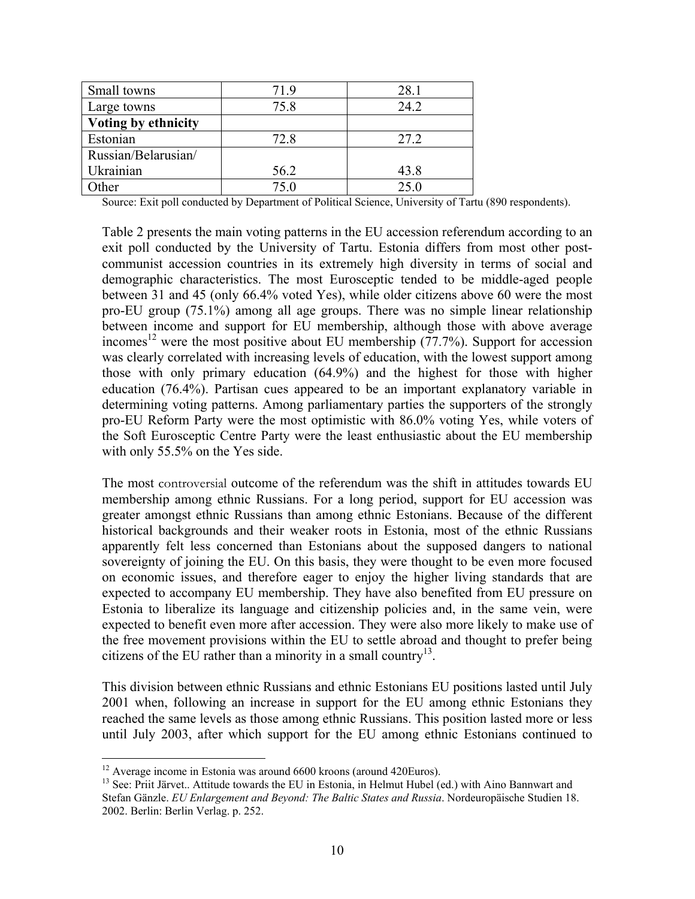| | | |
|---|---|---|
| Small towns | 71.9 | 28.1 |
| Large towns | 75.8 | 24.2 |
| **Voting by ethnicity** | | |
| Estonian | 72.8 | 27.2 |
| Russian/Belarusian/ Ukrainian | 56.2 | 43.8 |
| Other | 75.0 | 25.0 |

Source: Exit poll conducted by Department of Political Science, University of Tartu (890 respondents).

Table 2 presents the main voting patterns in the EU accession referendum according to an exit poll conducted by the University of Tartu. Estonia differs from most other post-communist accession countries in its extremely high diversity in terms of social and demographic characteristics. The most Eurosceptic tended to be middle-aged people between 31 and 45 (only 66.4% voted Yes), while older citizens above 60 were the most pro-EU group (75.1%) among all age groups. There was no simple linear relationship between income and support for EU membership, although those with above average incomes[12] were the most positive about EU membership (77.7%). Support for accession was clearly correlated with increasing levels of education, with the lowest support among those with only primary education (64.9%) and the highest for those with higher education (76.4%). Partisan cues appeared to be an important explanatory variable in determining voting patterns. Among parliamentary parties the supporters of the strongly pro-EU Reform Party were the most optimistic with 86.0% voting Yes, while voters of the Soft Eurosceptic Centre Party were the least enthusiastic about the EU membership with only 55.5% on the Yes side.

The most controversial outcome of the referendum was the shift in attitudes towards EU membership among ethnic Russians. For a long period, support for EU accession was greater amongst ethnic Russians than among ethnic Estonians. Because of the different historical backgrounds and their weaker roots in Estonia, most of the ethnic Russians apparently felt less concerned than Estonians about the supposed dangers to national sovereignty of joining the EU. On this basis, they were thought to be even more focused on economic issues, and therefore eager to enjoy the higher living standards that are expected to accompany EU membership. They have also benefited from EU pressure on Estonia to liberalize its language and citizenship policies and, in the same vein, were expected to benefit even more after accession. They were also more likely to make use of the free movement provisions within the EU to settle abroad and thought to prefer being citizens of the EU rather than a minority in a small country[13].

This division between ethnic Russians and ethnic Estonians EU positions lasted until July 2001 when, following an increase in support for the EU among ethnic Estonians they reached the same levels as those among ethnic Russians. This position lasted more or less until July 2003, after which support for the EU among ethnic Estonians continued to

[12] Average income in Estonia was around 6600 kroons (around 420Euros).

[13] See: Priit Järvet.. Attitude towards the EU in Estonia, in Helmut Hubel (ed.) with Aino Bannwart and Stefan Gänzle. *EU Enlargement and Beyond: The Baltic States and Russia*. Nordeuropäische Studien 18. 2002. Berlin: Berlin Verlag. p. 252.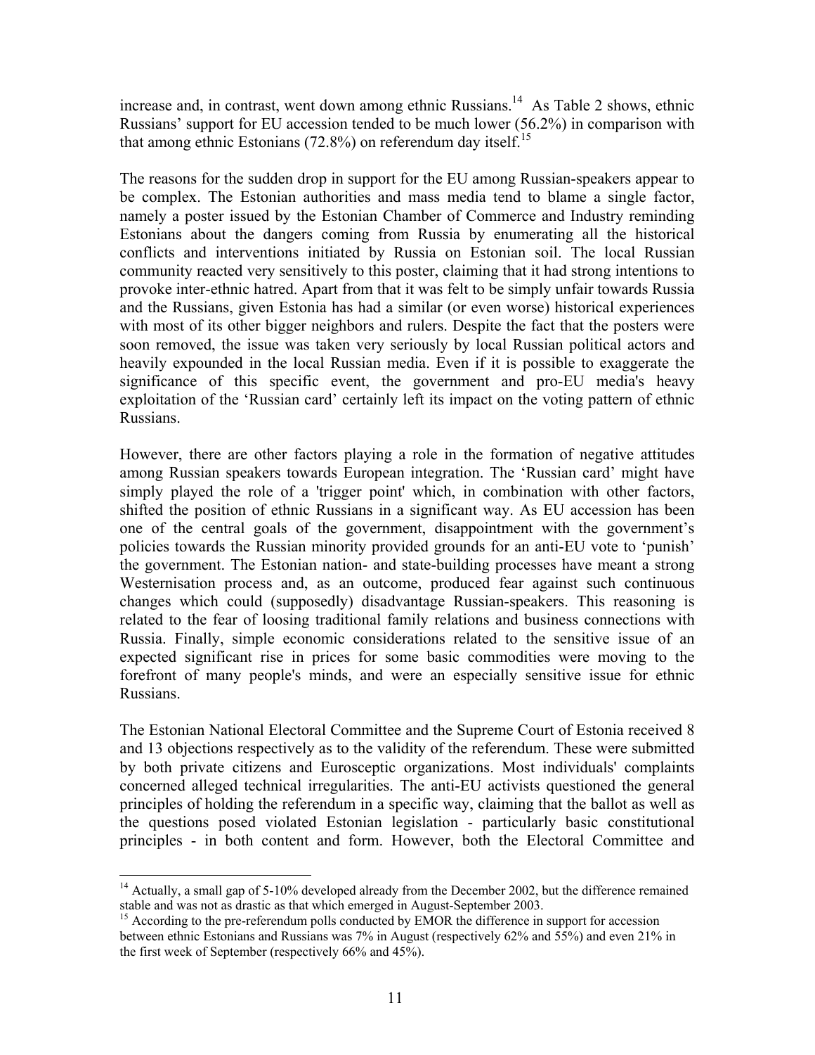increase and, in contrast, went down among ethnic Russians.[14] As Table 2 shows, ethnic Russians' support for EU accession tended to be much lower (56.2%) in comparison with that among ethnic Estonians (72.8%) on referendum day itself.[15]

The reasons for the sudden drop in support for the EU among Russian-speakers appear to be complex. The Estonian authorities and mass media tend to blame a single factor, namely a poster issued by the Estonian Chamber of Commerce and Industry reminding Estonians about the dangers coming from Russia by enumerating all the historical conflicts and interventions initiated by Russia on Estonian soil. The local Russian community reacted very sensitively to this poster, claiming that it had strong intentions to provoke inter-ethnic hatred. Apart from that it was felt to be simply unfair towards Russia and the Russians, given Estonia has had a similar (or even worse) historical experiences with most of its other bigger neighbors and rulers. Despite the fact that the posters were soon removed, the issue was taken very seriously by local Russian political actors and heavily expounded in the local Russian media. Even if it is possible to exaggerate the significance of this specific event, the government and pro-EU media's heavy exploitation of the 'Russian card' certainly left its impact on the voting pattern of ethnic Russians.

However, there are other factors playing a role in the formation of negative attitudes among Russian speakers towards European integration. The 'Russian card' might have simply played the role of a 'trigger point' which, in combination with other factors, shifted the position of ethnic Russians in a significant way. As EU accession has been one of the central goals of the government, disappointment with the government's policies towards the Russian minority provided grounds for an anti-EU vote to 'punish' the government. The Estonian nation- and state-building processes have meant a strong Westernisation process and, as an outcome, produced fear against such continuous changes which could (supposedly) disadvantage Russian-speakers. This reasoning is related to the fear of loosing traditional family relations and business connections with Russia. Finally, simple economic considerations related to the sensitive issue of an expected significant rise in prices for some basic commodities were moving to the forefront of many people's minds, and were an especially sensitive issue for ethnic Russians.

The Estonian National Electoral Committee and the Supreme Court of Estonia received 8 and 13 objections respectively as to the validity of the referendum. These were submitted by both private citizens and Eurosceptic organizations. Most individuals' complaints concerned alleged technical irregularities. The anti-EU activists questioned the general principles of holding the referendum in a specific way, claiming that the ballot as well as the questions posed violated Estonian legislation - particularly basic constitutional principles - in both content and form. However, both the Electoral Committee and

---

[14] Actually, a small gap of 5-10% developed already from the December 2002, but the difference remained stable and was not as drastic as that which emerged in August-September 2003.

[15] According to the pre-referendum polls conducted by EMOR the difference in support for accession between ethnic Estonians and Russians was 7% in August (respectively 62% and 55%) and even 21% in the first week of September (respectively 66% and 45%).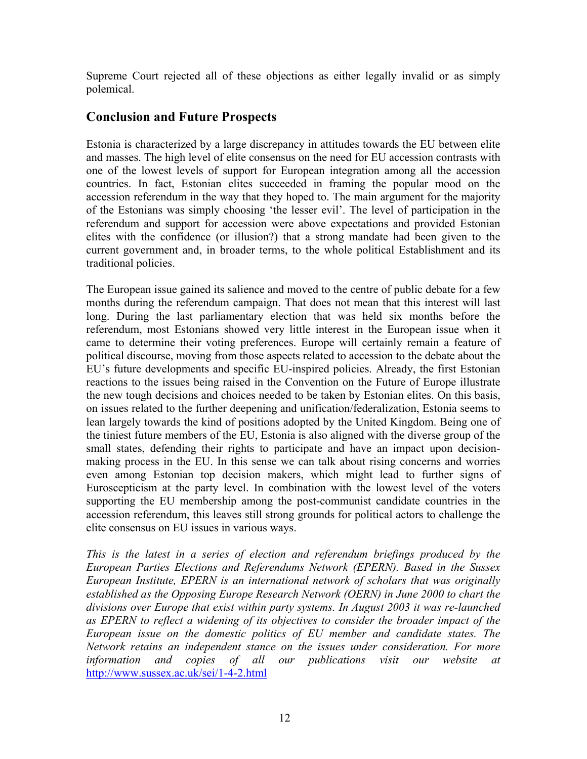Supreme Court rejected all of these objections as either legally invalid or as simply polemical.

## Conclusion and Future Prospects

Estonia is characterized by a large discrepancy in attitudes towards the EU between elite and masses. The high level of elite consensus on the need for EU accession contrasts with one of the lowest levels of support for European integration among all the accession countries. In fact, Estonian elites succeeded in framing the popular mood on the accession referendum in the way that they hoped to. The main argument for the majority of the Estonians was simply choosing 'the lesser evil'. The level of participation in the referendum and support for accession were above expectations and provided Estonian elites with the confidence (or illusion?) that a strong mandate had been given to the current government and, in broader terms, to the whole political Establishment and its traditional policies.

The European issue gained its salience and moved to the centre of public debate for a few months during the referendum campaign. That does not mean that this interest will last long. During the last parliamentary election that was held six months before the referendum, most Estonians showed very little interest in the European issue when it came to determine their voting preferences. Europe will certainly remain a feature of political discourse, moving from those aspects related to accession to the debate about the EU's future developments and specific EU-inspired policies. Already, the first Estonian reactions to the issues being raised in the Convention on the Future of Europe illustrate the new tough decisions and choices needed to be taken by Estonian elites. On this basis, on issues related to the further deepening and unification/federalization, Estonia seems to lean largely towards the kind of positions adopted by the United Kingdom. Being one of the tiniest future members of the EU, Estonia is also aligned with the diverse group of the small states, defending their rights to participate and have an impact upon decision-making process in the EU. In this sense we can talk about rising concerns and worries even among Estonian top decision makers, which might lead to further signs of Euroscepticism at the party level. In combination with the lowest level of the voters supporting the EU membership among the post-communist candidate countries in the accession referendum, this leaves still strong grounds for political actors to challenge the elite consensus on EU issues in various ways.

*This is the latest in a series of election and referendum briefings produced by the European Parties Elections and Referendums Network (EPERN). Based in the Sussex European Institute, EPERN is an international network of scholars that was originally established as the Opposing Europe Research Network (OERN) in June 2000 to chart the divisions over Europe that exist within party systems. In August 2003 it was re-launched as EPERN to reflect a widening of its objectives to consider the broader impact of the European issue on the domestic politics of EU member and candidate states. The Network retains an independent stance on the issues under consideration. For more information and copies of all our publications visit our website at* http://www.sussex.ac.uk/sei/1-4-2.html